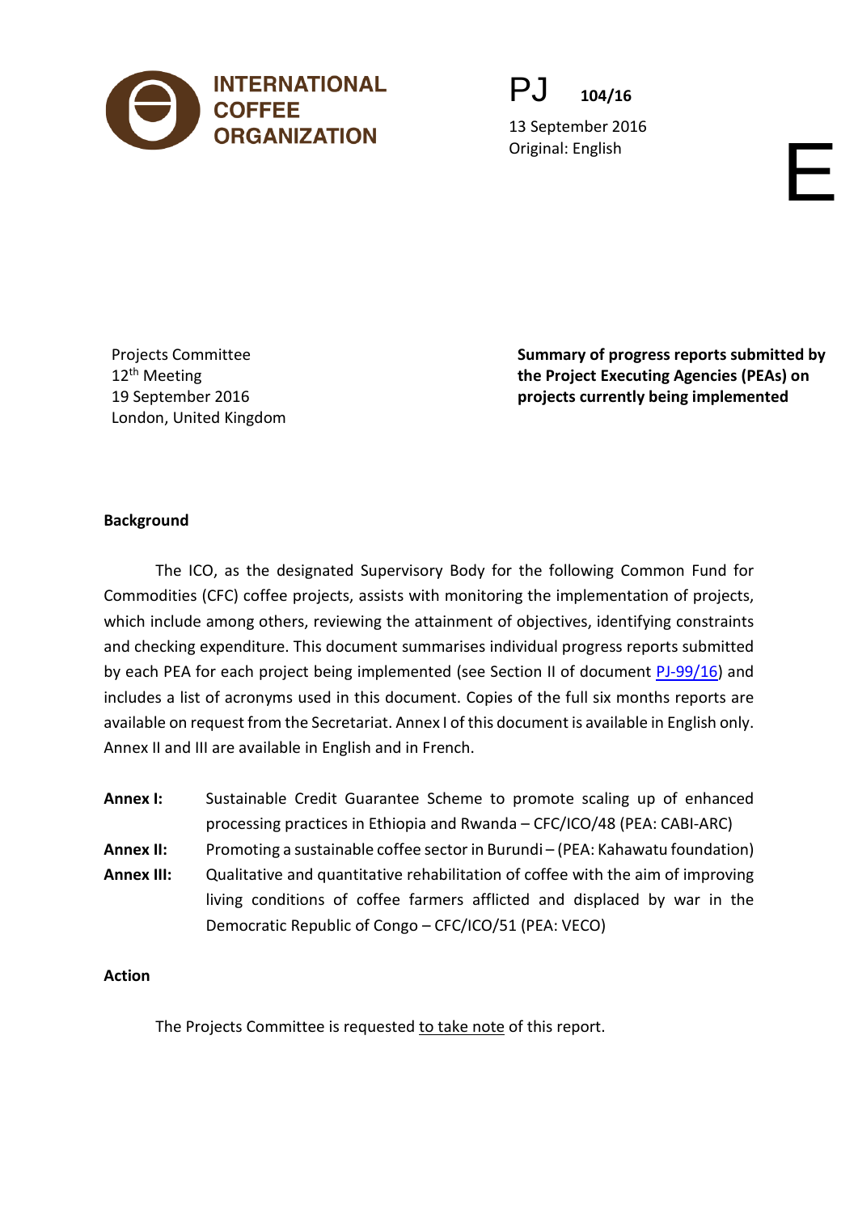INTERNATIONAL COFFEE ORGANIZATION

PJ 104/16

13 September 2016
Original: English

E

Projects Committee
12th Meeting
19 September 2016
London, United Kingdom

**Summary of progress reports submitted by the Project Executing Agencies (PEAs) on projects currently being implemented**

**Background**

The ICO, as the designated Supervisory Body for the following Common Fund for Commodities (CFC) coffee projects, assists with monitoring the implementation of projects, which include among others, reviewing the attainment of objectives, identifying constraints and checking expenditure. This document summarises individual progress reports submitted by each PEA for each project being implemented (see Section II of document PJ-99/16) and includes a list of acronyms used in this document. Copies of the full six months reports are available on request from the Secretariat. Annex I of this document is available in English only. Annex II and III are available in English and in French.

**Annex I:** Sustainable Credit Guarantee Scheme to promote scaling up of enhanced processing practices in Ethiopia and Rwanda – CFC/ICO/48 (PEA: CABI-ARC)

**Annex II:** Promoting a sustainable coffee sector in Burundi – (PEA: Kahawatu foundation)

**Annex III:** Qualitative and quantitative rehabilitation of coffee with the aim of improving living conditions of coffee farmers afflicted and displaced by war in the Democratic Republic of Congo – CFC/ICO/51 (PEA: VECO)

**Action**

The Projects Committee is requested to take note of this report.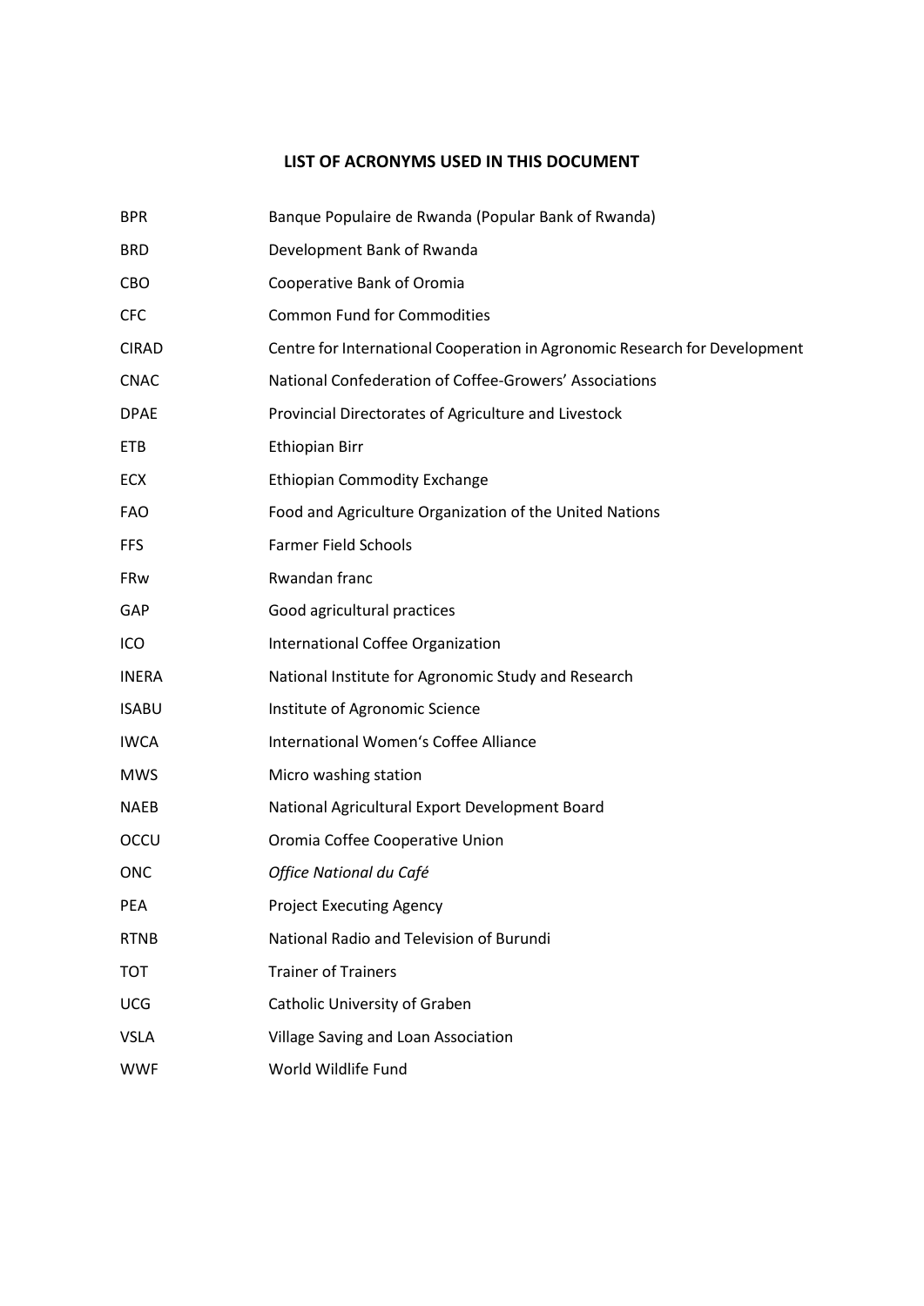## LIST OF ACRONYMS USED IN THIS DOCUMENT

| | |
|---|---|
| BPR | Banque Populaire de Rwanda (Popular Bank of Rwanda) |
| BRD | Development Bank of Rwanda |
| CBO | Cooperative Bank of Oromia |
| CFC | Common Fund for Commodities |
| CIRAD | Centre for International Cooperation in Agronomic Research for Development |
| CNAC | National Confederation of Coffee-Growers' Associations |
| DPAE | Provincial Directorates of Agriculture and Livestock |
| ETB | Ethiopian Birr |
| ECX | Ethiopian Commodity Exchange |
| FAO | Food and Agriculture Organization of the United Nations |
| FFS | Farmer Field Schools |
| FRw | Rwandan franc |
| GAP | Good agricultural practices |
| ICO | International Coffee Organization |
| INERA | National Institute for Agronomic Study and Research |
| ISABU | Institute of Agronomic Science |
| IWCA | International Women's Coffee Alliance |
| MWS | Micro washing station |
| NAEB | National Agricultural Export Development Board |
| OCCU | Oromia Coffee Cooperative Union |
| ONC | *Office National du Café* |
| PEA | Project Executing Agency |
| RTNB | National Radio and Television of Burundi |
| TOT | Trainer of Trainers |
| UCG | Catholic University of Graben |
| VSLA | Village Saving and Loan Association |
| WWF | World Wildlife Fund |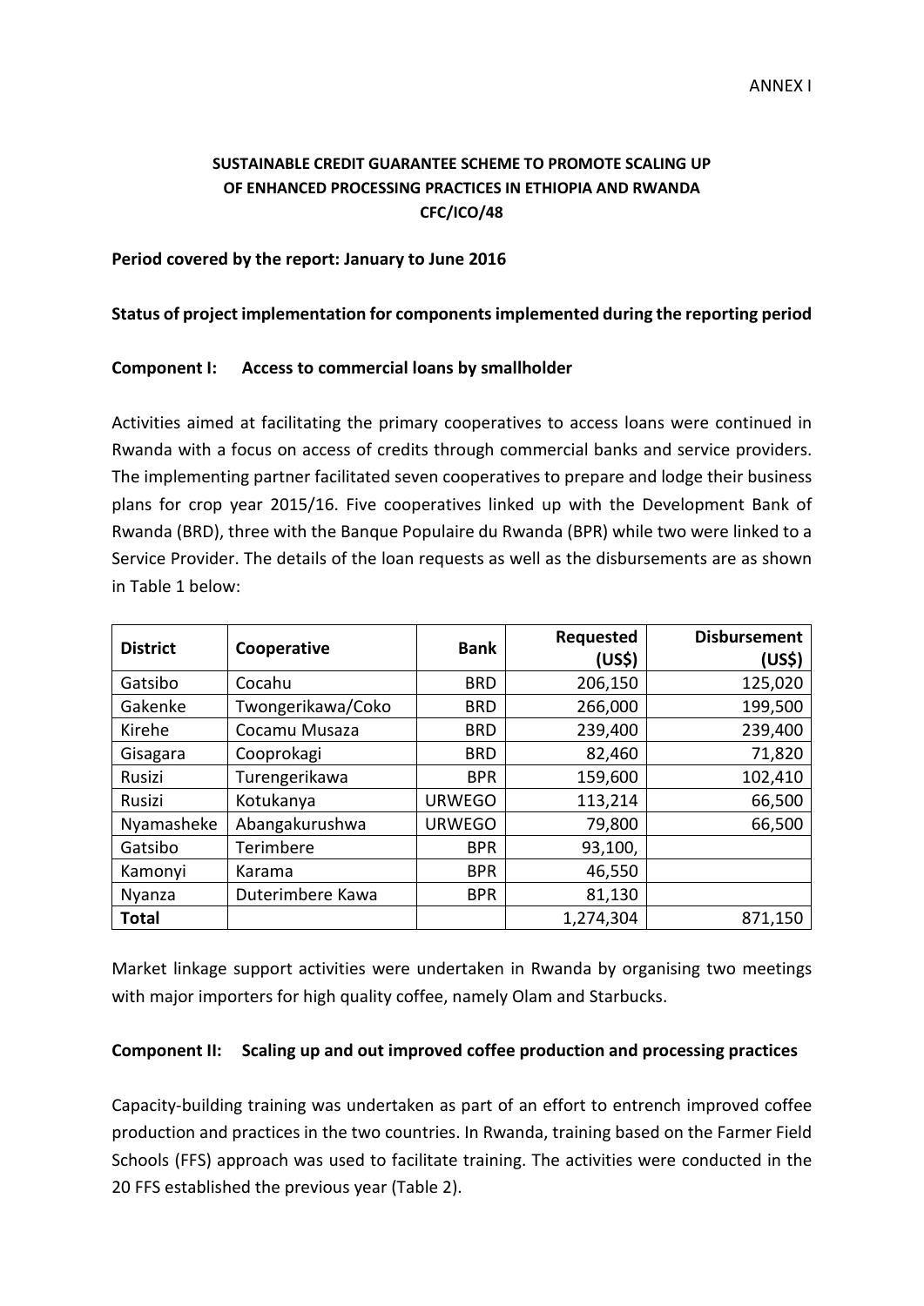ANNEX I

**SUSTAINABLE CREDIT GUARANTEE SCHEME TO PROMOTE SCALING UP OF ENHANCED PROCESSING PRACTICES IN ETHIOPIA AND RWANDA CFC/ICO/48**

**Period covered by the report: January to June 2016**

**Status of project implementation for components implemented during the reporting period**

**Component I: Access to commercial loans by smallholder**

Activities aimed at facilitating the primary cooperatives to access loans were continued in Rwanda with a focus on access of credits through commercial banks and service providers. The implementing partner facilitated seven cooperatives to prepare and lodge their business plans for crop year 2015/16. Five cooperatives linked up with the Development Bank of Rwanda (BRD), three with the Banque Populaire du Rwanda (BPR) while two were linked to a Service Provider. The details of the loan requests as well as the disbursements are as shown in Table 1 below:

| District | Cooperative | Bank | Requested (US$) | Disbursement (US$) |
|---|---|---|---|---|
| Gatsibo | Cocahu | BRD | 206,150 | 125,020 |
| Gakenke | Twongerikawa/Coko | BRD | 266,000 | 199,500 |
| Kirehe | Cocamu Musaza | BRD | 239,400 | 239,400 |
| Gisagara | Cooprokagi | BRD | 82,460 | 71,820 |
| Rusizi | Turengerikawa | BPR | 159,600 | 102,410 |
| Rusizi | Kotukanya | URWEGO | 113,214 | 66,500 |
| Nyamasheke | Abangakurushwa | URWEGO | 79,800 | 66,500 |
| Gatsibo | Terimbere | BPR | 93,100, | |
| Kamonyi | Karama | BPR | 46,550 | |
| Nyanza | Duterimbere Kawa | BPR | 81,130 | |
| **Total** | | | 1,274,304 | 871,150 |

Market linkage support activities were undertaken in Rwanda by organising two meetings with major importers for high quality coffee, namely Olam and Starbucks.

**Component II: Scaling up and out improved coffee production and processing practices**

Capacity-building training was undertaken as part of an effort to entrench improved coffee production and practices in the two countries. In Rwanda, training based on the Farmer Field Schools (FFS) approach was used to facilitate training. The activities were conducted in the 20 FFS established the previous year (Table 2).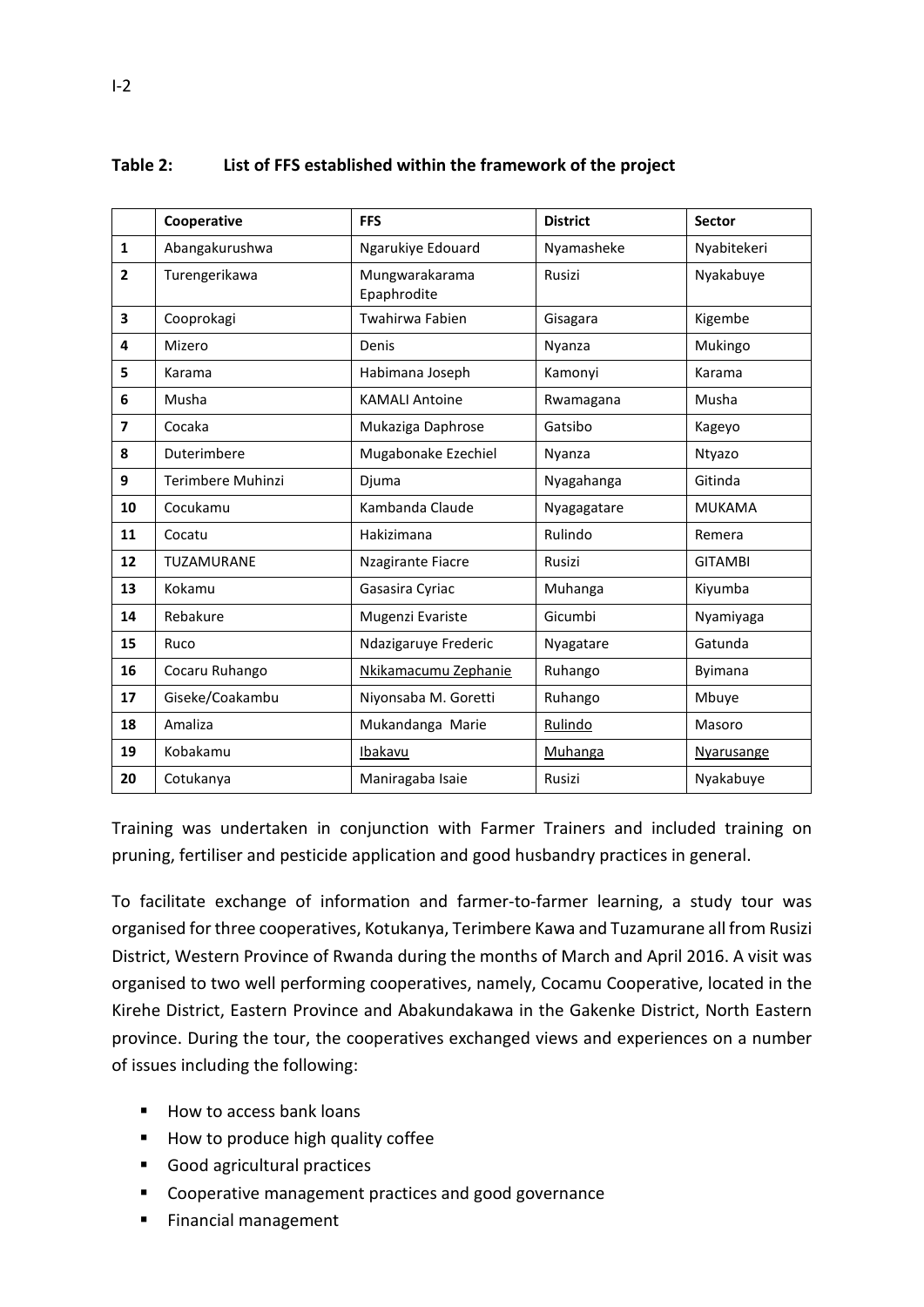**Table 2: List of FFS established within the framework of the project**

| | Cooperative | FFS | District | Sector |
|---|---|---|---|---|
| **1** | Abangakurushwa | Ngarukiye Edouard | Nyamasheke | Nyabitekeri |
| **2** | Turengerikawa | Mungwarakarama Epaphrodite | Rusizi | Nyakabuye |
| **3** | Cooprokagi | Twahirwa Fabien | Gisagara | Kigembe |
| **4** | Mizero | Denis | Nyanza | Mukingo |
| **5** | Karama | Habimana Joseph | Kamonyi | Karama |
| **6** | Musha | KAMALI Antoine | Rwamagana | Musha |
| **7** | Cocaka | Mukaziga Daphrose | Gatsibo | Kageyo |
| **8** | Duterimbere | Mugabonake Ezechiel | Nyanza | Ntyazo |
| **9** | Terimbere Muhinzi | Djuma | Nyagahanga | Gitinda |
| **10** | Cocukamu | Kambanda Claude | Nyagagatare | MUKAMA |
| **11** | Cocatu | Hakizimana | Rulindo | Remera |
| **12** | TUZAMURANE | Nzagirante Fiacre | Rusizi | GITAMBI |
| **13** | Kokamu | Gasasira Cyriac | Muhanga | Kiyumba |
| **14** | Rebakure | Mugenzi Evariste | Gicumbi | Nyamiyaga |
| **15** | Ruco | Ndazigaruye Frederic | Nyagatare | Gatunda |
| **16** | Cocaru Ruhango | Nkikamacumu Zephanie | Ruhango | Byimana |
| **17** | Giseke/Coakambu | Niyonsaba M. Goretti | Ruhango | Mbuye |
| **18** | Amaliza | Mukandanga Marie | Rulindo | Masoro |
| **19** | Kobakamu | Ibakavu | Muhanga | Nyarusange |
| **20** | Cotukanya | Maniragaba Isaie | Rusizi | Nyakabuye |

Training was undertaken in conjunction with Farmer Trainers and included training on pruning, fertiliser and pesticide application and good husbandry practices in general.

To facilitate exchange of information and farmer-to-farmer learning, a study tour was organised for three cooperatives, Kotukanya, Terimbere Kawa and Tuzamurane all from Rusizi District, Western Province of Rwanda during the months of March and April 2016. A visit was organised to two well performing cooperatives, namely, Cocamu Cooperative, located in the Kirehe District, Eastern Province and Abakundakawa in the Gakenke District, North Eastern province. During the tour, the cooperatives exchanged views and experiences on a number of issues including the following:

- How to access bank loans
- How to produce high quality coffee
- Good agricultural practices
- Cooperative management practices and good governance
- Financial management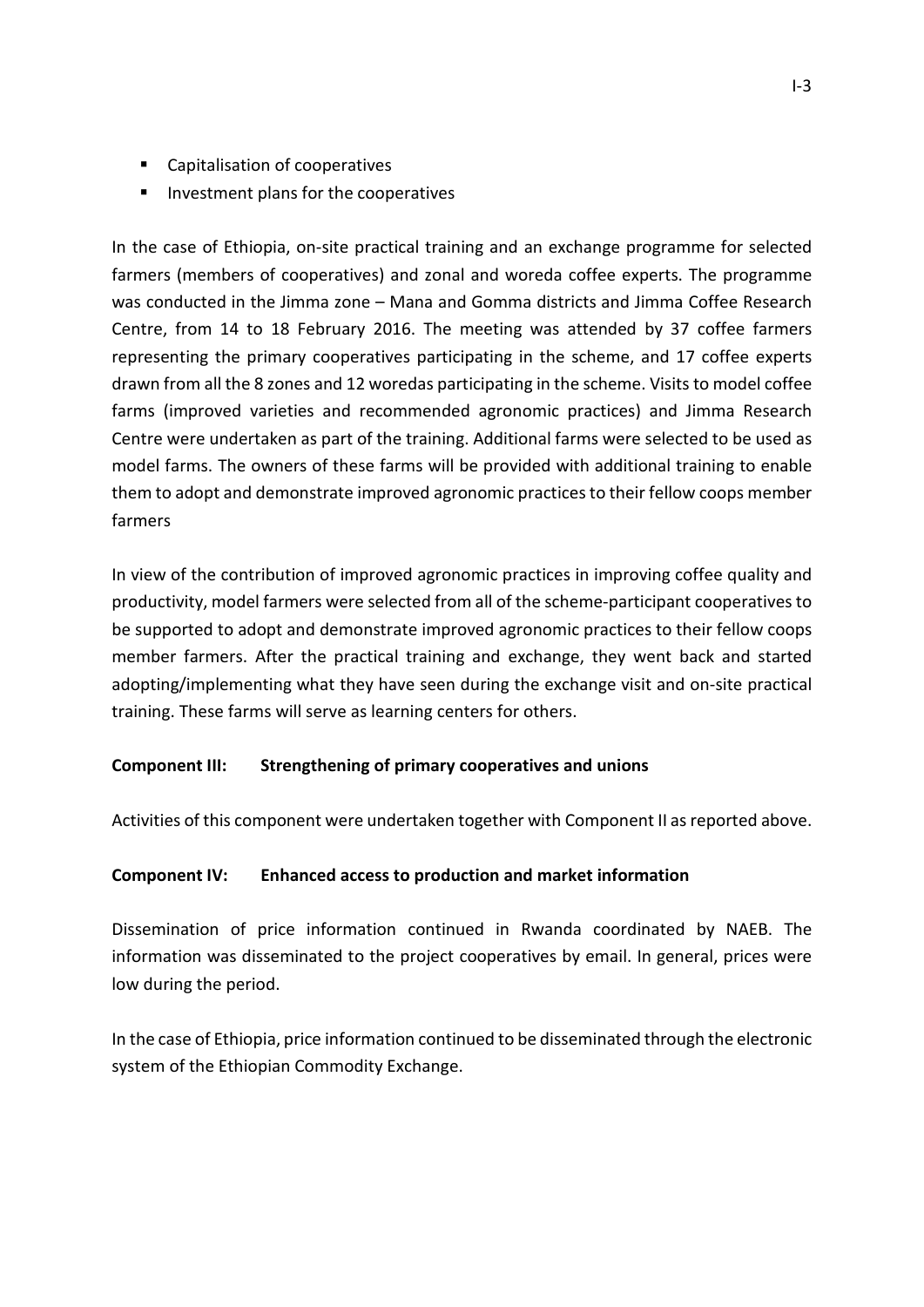- Capitalisation of cooperatives
- Investment plans for the cooperatives

In the case of Ethiopia, on-site practical training and an exchange programme for selected farmers (members of cooperatives) and zonal and woreda coffee experts. The programme was conducted in the Jimma zone – Mana and Gomma districts and Jimma Coffee Research Centre, from 14 to 18 February 2016. The meeting was attended by 37 coffee farmers representing the primary cooperatives participating in the scheme, and 17 coffee experts drawn from all the 8 zones and 12 woredas participating in the scheme. Visits to model coffee farms (improved varieties and recommended agronomic practices) and Jimma Research Centre were undertaken as part of the training. Additional farms were selected to be used as model farms. The owners of these farms will be provided with additional training to enable them to adopt and demonstrate improved agronomic practices to their fellow coops member farmers

In view of the contribution of improved agronomic practices in improving coffee quality and productivity, model farmers were selected from all of the scheme-participant cooperatives to be supported to adopt and demonstrate improved agronomic practices to their fellow coops member farmers. After the practical training and exchange, they went back and started adopting/implementing what they have seen during the exchange visit and on-site practical training. These farms will serve as learning centers for others.

**Component III: Strengthening of primary cooperatives and unions**

Activities of this component were undertaken together with Component II as reported above.

**Component IV: Enhanced access to production and market information**

Dissemination of price information continued in Rwanda coordinated by NAEB. The information was disseminated to the project cooperatives by email. In general, prices were low during the period.

In the case of Ethiopia, price information continued to be disseminated through the electronic system of the Ethiopian Commodity Exchange.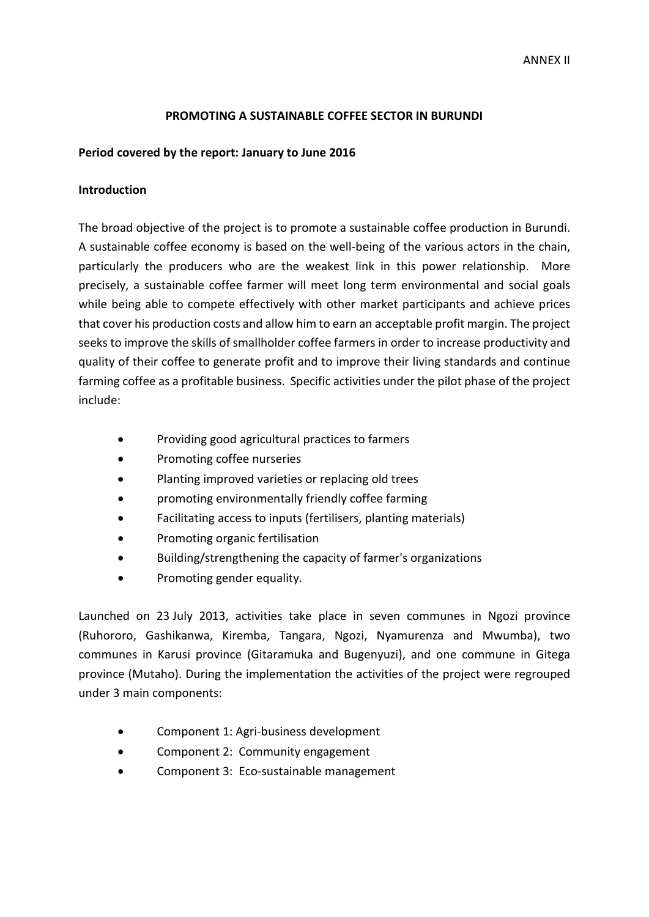ANNEX II

**PROMOTING A SUSTAINABLE COFFEE SECTOR IN BURUNDI**

**Period covered by the report: January to June 2016**

**Introduction**

The broad objective of the project is to promote a sustainable coffee production in Burundi. A sustainable coffee economy is based on the well-being of the various actors in the chain, particularly the producers who are the weakest link in this power relationship. More precisely, a sustainable coffee farmer will meet long term environmental and social goals while being able to compete effectively with other market participants and achieve prices that cover his production costs and allow him to earn an acceptable profit margin. The project seeks to improve the skills of smallholder coffee farmers in order to increase productivity and quality of their coffee to generate profit and to improve their living standards and continue farming coffee as a profitable business. Specific activities under the pilot phase of the project include:

- Providing good agricultural practices to farmers
- Promoting coffee nurseries
- Planting improved varieties or replacing old trees
- promoting environmentally friendly coffee farming
- Facilitating access to inputs (fertilisers, planting materials)
- Promoting organic fertilisation
- Building/strengthening the capacity of farmer's organizations
- Promoting gender equality.

Launched on 23 July 2013, activities take place in seven communes in Ngozi province (Ruhororo, Gashikanwa, Kiremba, Tangara, Ngozi, Nyamurenza and Mwumba), two communes in Karusi province (Gitaramuka and Bugenyuzi), and one commune in Gitega province (Mutaho). During the implementation the activities of the project were regrouped under 3 main components:

- Component 1: Agri-business development
- Component 2: Community engagement
- Component 3: Eco-sustainable management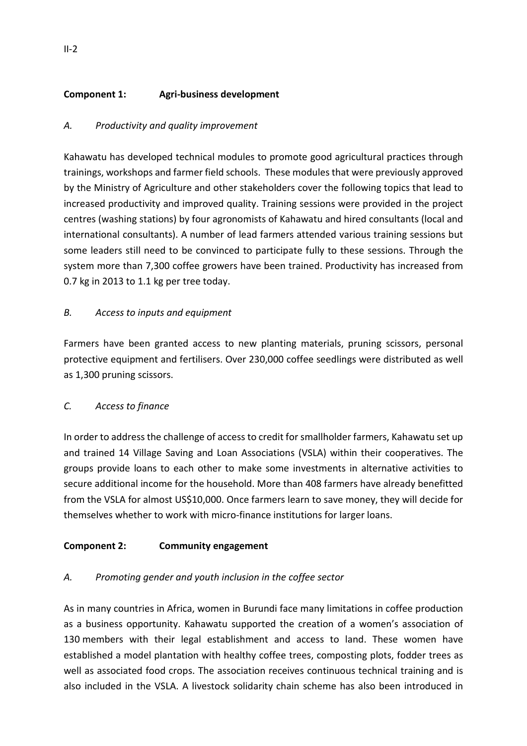## Component 1: Agri-business development

### *A. Productivity and quality improvement*

Kahawatu has developed technical modules to promote good agricultural practices through trainings, workshops and farmer field schools. These modules that were previously approved by the Ministry of Agriculture and other stakeholders cover the following topics that lead to increased productivity and improved quality. Training sessions were provided in the project centres (washing stations) by four agronomists of Kahawatu and hired consultants (local and international consultants). A number of lead farmers attended various training sessions but some leaders still need to be convinced to participate fully to these sessions. Through the system more than 7,300 coffee growers have been trained. Productivity has increased from 0.7 kg in 2013 to 1.1 kg per tree today.

### *B. Access to inputs and equipment*

Farmers have been granted access to new planting materials, pruning scissors, personal protective equipment and fertilisers. Over 230,000 coffee seedlings were distributed as well as 1,300 pruning scissors.

### *C. Access to finance*

In order to address the challenge of access to credit for smallholder farmers, Kahawatu set up and trained 14 Village Saving and Loan Associations (VSLA) within their cooperatives. The groups provide loans to each other to make some investments in alternative activities to secure additional income for the household. More than 408 farmers have already benefitted from the VSLA for almost US$10,000. Once farmers learn to save money, they will decide for themselves whether to work with micro-finance institutions for larger loans.

## Component 2: Community engagement

### *A. Promoting gender and youth inclusion in the coffee sector*

As in many countries in Africa, women in Burundi face many limitations in coffee production as a business opportunity. Kahawatu supported the creation of a women's association of 130 members with their legal establishment and access to land. These women have established a model plantation with healthy coffee trees, composting plots, fodder trees as well as associated food crops. The association receives continuous technical training and is also included in the VSLA. A livestock solidarity chain scheme has also been introduced in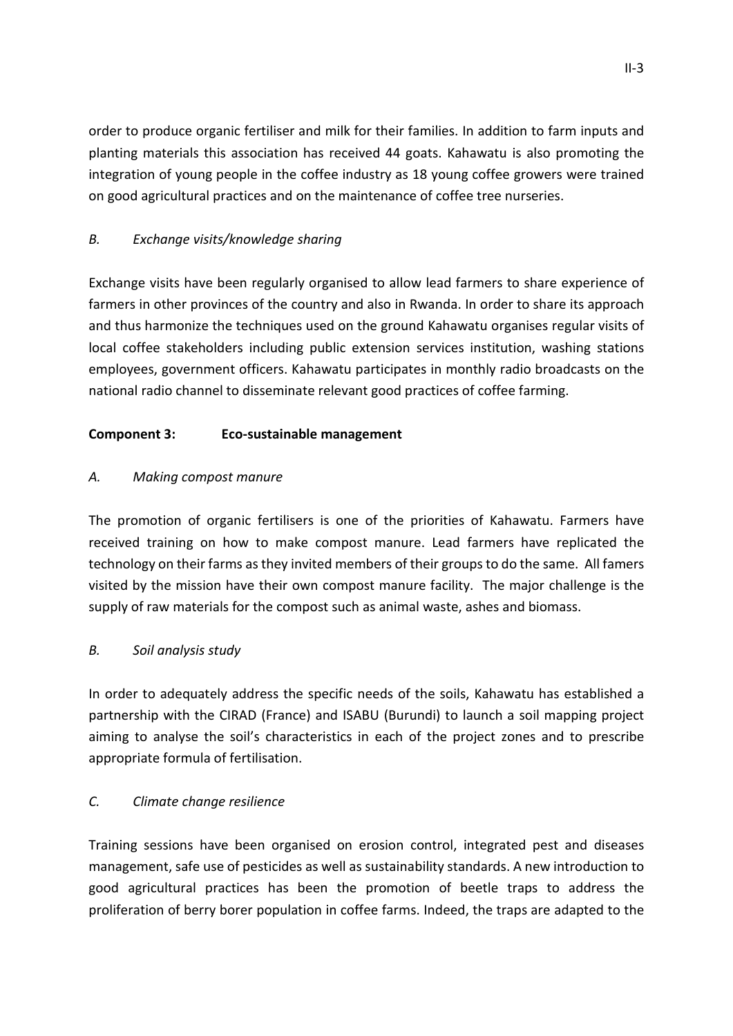order to produce organic fertiliser and milk for their families. In addition to farm inputs and planting materials this association has received 44 goats. Kahawatu is also promoting the integration of young people in the coffee industry as 18 young coffee growers were trained on good agricultural practices and on the maintenance of coffee tree nurseries.

*B. Exchange visits/knowledge sharing*

Exchange visits have been regularly organised to allow lead farmers to share experience of farmers in other provinces of the country and also in Rwanda. In order to share its approach and thus harmonize the techniques used on the ground Kahawatu organises regular visits of local coffee stakeholders including public extension services institution, washing stations employees, government officers. Kahawatu participates in monthly radio broadcasts on the national radio channel to disseminate relevant good practices of coffee farming.

**Component 3: Eco-sustainable management**

*A. Making compost manure*

The promotion of organic fertilisers is one of the priorities of Kahawatu. Farmers have received training on how to make compost manure. Lead farmers have replicated the technology on their farms as they invited members of their groups to do the same. All famers visited by the mission have their own compost manure facility. The major challenge is the supply of raw materials for the compost such as animal waste, ashes and biomass.

*B. Soil analysis study*

In order to adequately address the specific needs of the soils, Kahawatu has established a partnership with the CIRAD (France) and ISABU (Burundi) to launch a soil mapping project aiming to analyse the soil's characteristics in each of the project zones and to prescribe appropriate formula of fertilisation.

*C. Climate change resilience*

Training sessions have been organised on erosion control, integrated pest and diseases management, safe use of pesticides as well as sustainability standards. A new introduction to good agricultural practices has been the promotion of beetle traps to address the proliferation of berry borer population in coffee farms. Indeed, the traps are adapted to the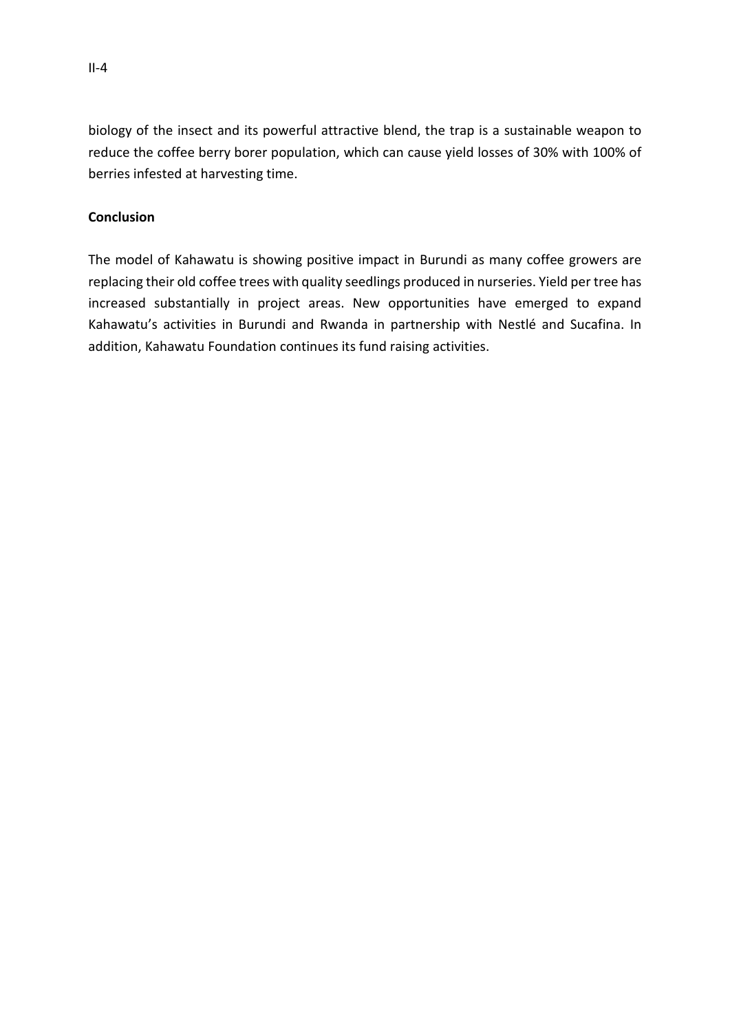biology of the insect and its powerful attractive blend, the trap is a sustainable weapon to reduce the coffee berry borer population, which can cause yield losses of 30% with 100% of berries infested at harvesting time.

**Conclusion**

The model of Kahawatu is showing positive impact in Burundi as many coffee growers are replacing their old coffee trees with quality seedlings produced in nurseries. Yield per tree has increased substantially in project areas. New opportunities have emerged to expand Kahawatu's activities in Burundi and Rwanda in partnership with Nestlé and Sucafina. In addition, Kahawatu Foundation continues its fund raising activities.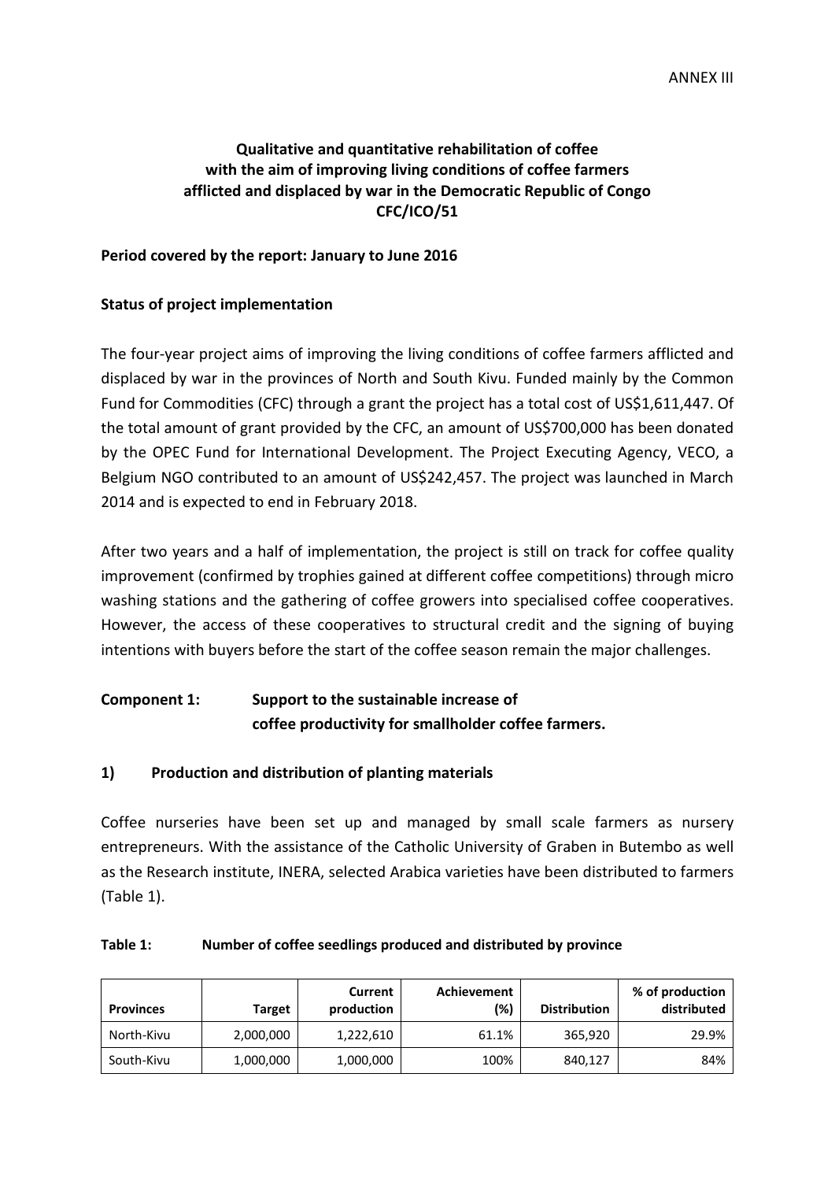ANNEX III

**Qualitative and quantitative rehabilitation of coffee with the aim of improving living conditions of coffee farmers afflicted and displaced by war in the Democratic Republic of Congo CFC/ICO/51**

**Period covered by the report: January to June 2016**

**Status of project implementation**

The four-year project aims of improving the living conditions of coffee farmers afflicted and displaced by war in the provinces of North and South Kivu. Funded mainly by the Common Fund for Commodities (CFC) through a grant the project has a total cost of US$1,611,447. Of the total amount of grant provided by the CFC, an amount of US$700,000 has been donated by the OPEC Fund for International Development. The Project Executing Agency, VECO, a Belgium NGO contributed to an amount of US$242,457. The project was launched in March 2014 and is expected to end in February 2018.

After two years and a half of implementation, the project is still on track for coffee quality improvement (confirmed by trophies gained at different coffee competitions) through micro washing stations and the gathering of coffee growers into specialised coffee cooperatives. However, the access of these cooperatives to structural credit and the signing of buying intentions with buyers before the start of the coffee season remain the major challenges.

## Component 1: Support to the sustainable increase of coffee productivity for smallholder coffee farmers.

### 1) Production and distribution of planting materials

Coffee nurseries have been set up and managed by small scale farmers as nursery entrepreneurs. With the assistance of the Catholic University of Graben in Butembo as well as the Research institute, INERA, selected Arabica varieties have been distributed to farmers (Table 1).

**Table 1: Number of coffee seedlings produced and distributed by province**

| Provinces | Target | Current production | Achievement (%) | Distribution | % of production distributed |
|---|---|---|---|---|---|
| North-Kivu | 2,000,000 | 1,222,610 | 61.1% | 365,920 | 29.9% |
| South-Kivu | 1,000,000 | 1,000,000 | 100% | 840,127 | 84% |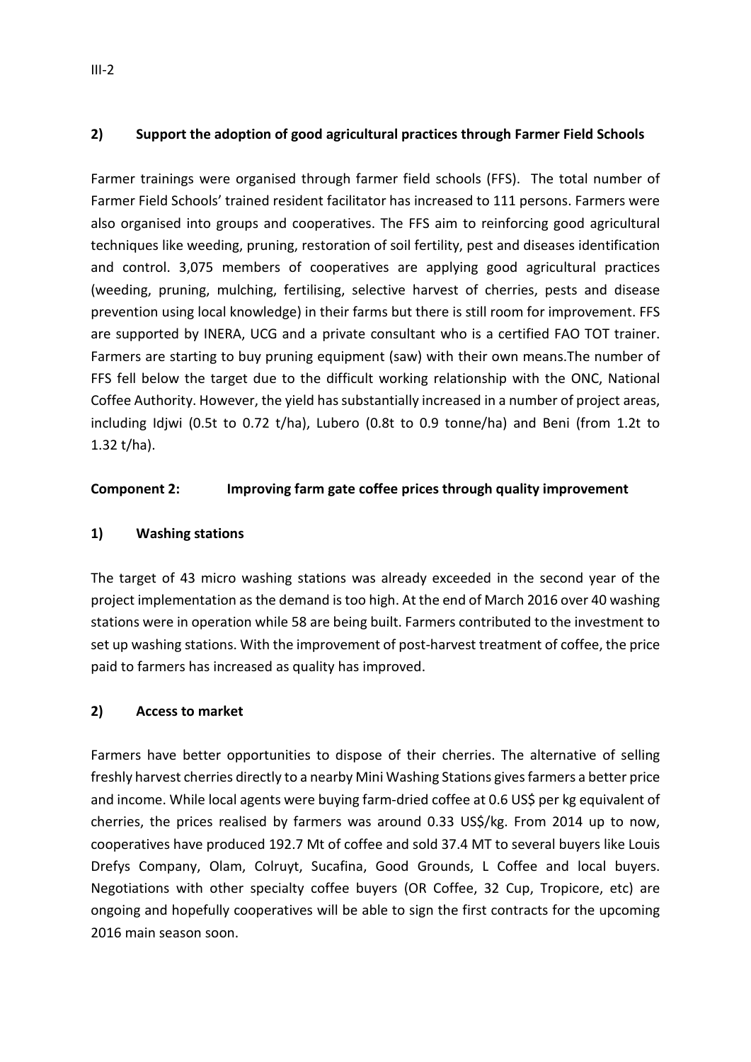## 2) Support the adoption of good agricultural practices through Farmer Field Schools

Farmer trainings were organised through farmer field schools (FFS). The total number of Farmer Field Schools' trained resident facilitator has increased to 111 persons. Farmers were also organised into groups and cooperatives. The FFS aim to reinforcing good agricultural techniques like weeding, pruning, restoration of soil fertility, pest and diseases identification and control. 3,075 members of cooperatives are applying good agricultural practices (weeding, pruning, mulching, fertilising, selective harvest of cherries, pests and disease prevention using local knowledge) in their farms but there is still room for improvement. FFS are supported by INERA, UCG and a private consultant who is a certified FAO TOT trainer. Farmers are starting to buy pruning equipment (saw) with their own means.The number of FFS fell below the target due to the difficult working relationship with the ONC, National Coffee Authority. However, the yield has substantially increased in a number of project areas, including Idjwi (0.5t to 0.72 t/ha), Lubero (0.8t to 0.9 tonne/ha) and Beni (from 1.2t to 1.32 t/ha).

## Component 2: Improving farm gate coffee prices through quality improvement

### 1) Washing stations

The target of 43 micro washing stations was already exceeded in the second year of the project implementation as the demand is too high. At the end of March 2016 over 40 washing stations were in operation while 58 are being built. Farmers contributed to the investment to set up washing stations. With the improvement of post-harvest treatment of coffee, the price paid to farmers has increased as quality has improved.

### 2) Access to market

Farmers have better opportunities to dispose of their cherries. The alternative of selling freshly harvest cherries directly to a nearby Mini Washing Stations gives farmers a better price and income. While local agents were buying farm-dried coffee at 0.6 US$ per kg equivalent of cherries, the prices realised by farmers was around 0.33 US$/kg. From 2014 up to now, cooperatives have produced 192.7 Mt of coffee and sold 37.4 MT to several buyers like Louis Drefys Company, Olam, Colruyt, Sucafina, Good Grounds, L Coffee and local buyers. Negotiations with other specialty coffee buyers (OR Coffee, 32 Cup, Tropicore, etc) are ongoing and hopefully cooperatives will be able to sign the first contracts for the upcoming 2016 main season soon.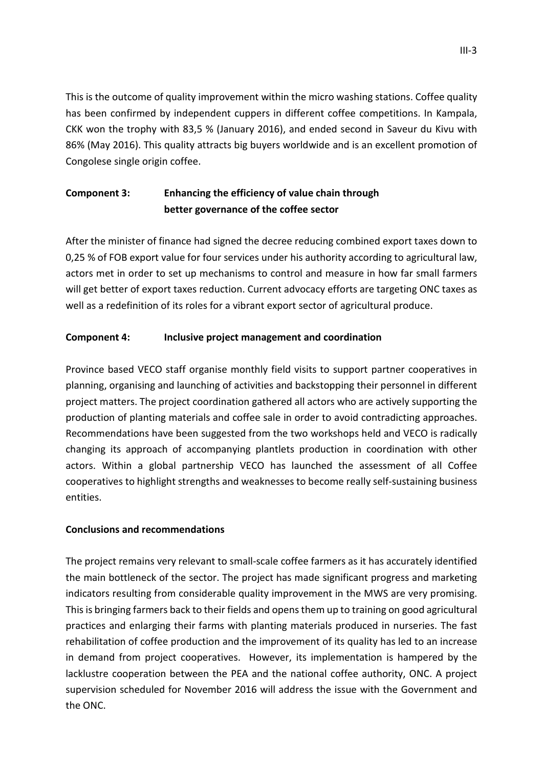This is the outcome of quality improvement within the micro washing stations. Coffee quality has been confirmed by independent cuppers in different coffee competitions. In Kampala, CKK won the trophy with 83,5 % (January 2016), and ended second in Saveur du Kivu with 86% (May 2016). This quality attracts big buyers worldwide and is an excellent promotion of Congolese single origin coffee.

**Component 3: Enhancing the efficiency of value chain through better governance of the coffee sector**

After the minister of finance had signed the decree reducing combined export taxes down to 0,25 % of FOB export value for four services under his authority according to agricultural law, actors met in order to set up mechanisms to control and measure in how far small farmers will get better of export taxes reduction. Current advocacy efforts are targeting ONC taxes as well as a redefinition of its roles for a vibrant export sector of agricultural produce.

**Component 4: Inclusive project management and coordination**

Province based VECO staff organise monthly field visits to support partner cooperatives in planning, organising and launching of activities and backstopping their personnel in different project matters. The project coordination gathered all actors who are actively supporting the production of planting materials and coffee sale in order to avoid contradicting approaches. Recommendations have been suggested from the two workshops held and VECO is radically changing its approach of accompanying plantlets production in coordination with other actors. Within a global partnership VECO has launched the assessment of all Coffee cooperatives to highlight strengths and weaknesses to become really self-sustaining business entities.

**Conclusions and recommendations**

The project remains very relevant to small-scale coffee farmers as it has accurately identified the main bottleneck of the sector. The project has made significant progress and marketing indicators resulting from considerable quality improvement in the MWS are very promising. This is bringing farmers back to their fields and opens them up to training on good agricultural practices and enlarging their farms with planting materials produced in nurseries. The fast rehabilitation of coffee production and the improvement of its quality has led to an increase in demand from project cooperatives. However, its implementation is hampered by the lacklustre cooperation between the PEA and the national coffee authority, ONC. A project supervision scheduled for November 2016 will address the issue with the Government and the ONC.